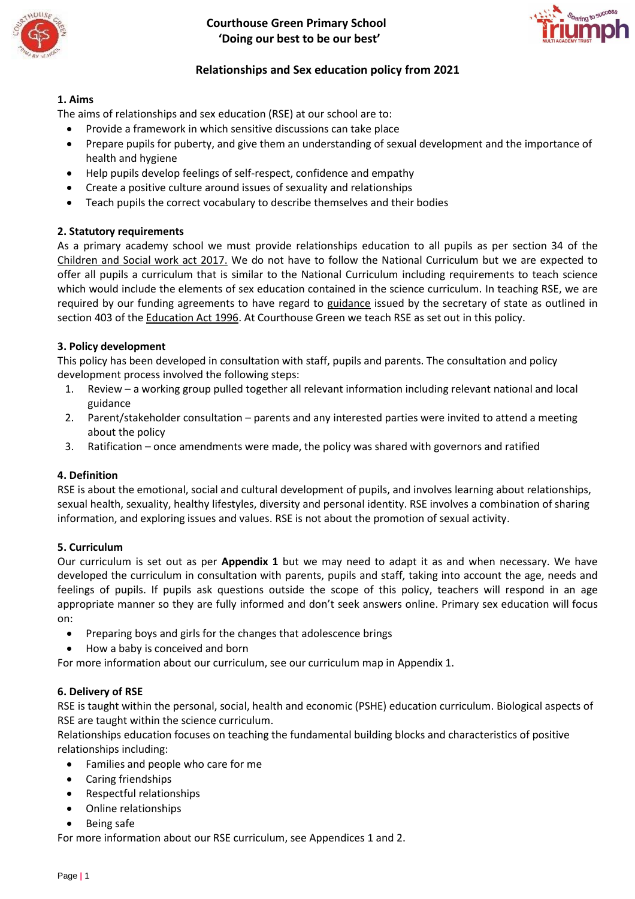# Courthouse Green Primary School
## 'Doing our best to be our best'

## Relationships and Sex education policy from 2021

### 1. Aims

The aims of relationships and sex education (RSE) at our school are to:

- Provide a framework in which sensitive discussions can take place
- Prepare pupils for puberty, and give them an understanding of sexual development and the importance of health and hygiene
- Help pupils develop feelings of self-respect, confidence and empathy
- Create a positive culture around issues of sexuality and relationships
- Teach pupils the correct vocabulary to describe themselves and their bodies

### 2. Statutory requirements

As a primary academy school we must provide relationships education to all pupils as per section 34 of the Children and Social work act 2017. We do not have to follow the National Curriculum but we are expected to offer all pupils a curriculum that is similar to the National Curriculum including requirements to teach science which would include the elements of sex education contained in the science curriculum. In teaching RSE, we are required by our funding agreements to have regard to guidance issued by the secretary of state as outlined in section 403 of the Education Act 1996. At Courthouse Green we teach RSE as set out in this policy.

### 3. Policy development

This policy has been developed in consultation with staff, pupils and parents. The consultation and policy development process involved the following steps:

1. Review – a working group pulled together all relevant information including relevant national and local guidance
2. Parent/stakeholder consultation – parents and any interested parties were invited to attend a meeting about the policy
3. Ratification – once amendments were made, the policy was shared with governors and ratified

### 4. Definition

RSE is about the emotional, social and cultural development of pupils, and involves learning about relationships, sexual health, sexuality, healthy lifestyles, diversity and personal identity. RSE involves a combination of sharing information, and exploring issues and values. RSE is not about the promotion of sexual activity.

### 5. Curriculum

Our curriculum is set out as per **Appendix 1** but we may need to adapt it as and when necessary. We have developed the curriculum in consultation with parents, pupils and staff, taking into account the age, needs and feelings of pupils. If pupils ask questions outside the scope of this policy, teachers will respond in an age appropriate manner so they are fully informed and don't seek answers online. Primary sex education will focus on:

- Preparing boys and girls for the changes that adolescence brings
- How a baby is conceived and born

For more information about our curriculum, see our curriculum map in Appendix 1.

### 6. Delivery of RSE

RSE is taught within the personal, social, health and economic (PSHE) education curriculum. Biological aspects of RSE are taught within the science curriculum.

Relationships education focuses on teaching the fundamental building blocks and characteristics of positive relationships including:

- Families and people who care for me
- Caring friendships
- Respectful relationships
- Online relationships
- Being safe

For more information about our RSE curriculum, see Appendices 1 and 2.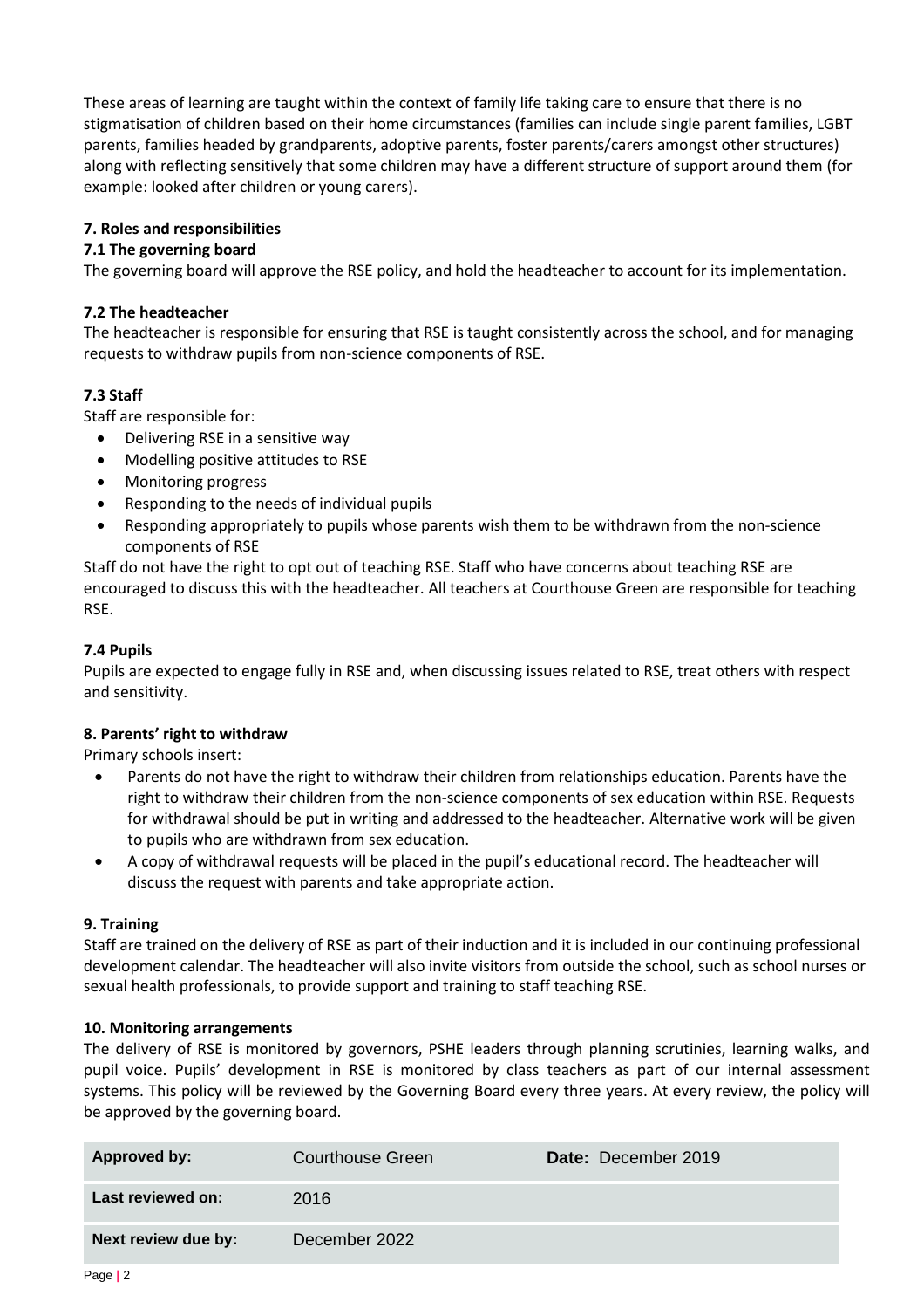These areas of learning are taught within the context of family life taking care to ensure that there is no stigmatisation of children based on their home circumstances (families can include single parent families, LGBT parents, families headed by grandparents, adoptive parents, foster parents/carers amongst other structures) along with reflecting sensitively that some children may have a different structure of support around them (for example: looked after children or young carers).

## 7. Roles and responsibilities

### 7.1 The governing board

The governing board will approve the RSE policy, and hold the headteacher to account for its implementation.

### 7.2 The headteacher

The headteacher is responsible for ensuring that RSE is taught consistently across the school, and for managing requests to withdraw pupils from non-science components of RSE.

### 7.3 Staff

Staff are responsible for:

- Delivering RSE in a sensitive way
- Modelling positive attitudes to RSE
- Monitoring progress
- Responding to the needs of individual pupils
- Responding appropriately to pupils whose parents wish them to be withdrawn from the non-science components of RSE

Staff do not have the right to opt out of teaching RSE. Staff who have concerns about teaching RSE are encouraged to discuss this with the headteacher. All teachers at Courthouse Green are responsible for teaching RSE.

### 7.4 Pupils

Pupils are expected to engage fully in RSE and, when discussing issues related to RSE, treat others with respect and sensitivity.

## 8. Parents' right to withdraw

Primary schools insert:

- Parents do not have the right to withdraw their children from relationships education. Parents have the right to withdraw their children from the non-science components of sex education within RSE. Requests for withdrawal should be put in writing and addressed to the headteacher. Alternative work will be given to pupils who are withdrawn from sex education.
- A copy of withdrawal requests will be placed in the pupil's educational record. The headteacher will discuss the request with parents and take appropriate action.

## 9. Training

Staff are trained on the delivery of RSE as part of their induction and it is included in our continuing professional development calendar. The headteacher will also invite visitors from outside the school, such as school nurses or sexual health professionals, to provide support and training to staff teaching RSE.

## 10. Monitoring arrangements

The delivery of RSE is monitored by governors, PSHE leaders through planning scrutinies, learning walks, and pupil voice. Pupils' development in RSE is monitored by class teachers as part of our internal assessment systems. This policy will be reviewed by the Governing Board every three years. At every review, the policy will be approved by the governing board.

| **Approved by:** | Courthouse Green | **Date:** December 2019 |
|---|---|---|
| **Last reviewed on:** | 2016 | |
| **Next review due by:** | December 2022 | |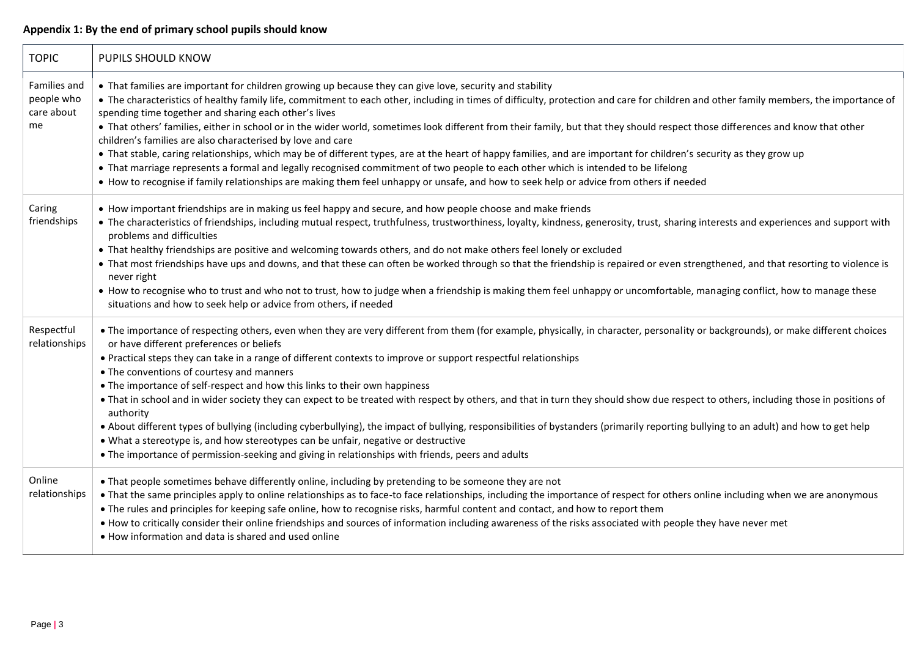**Appendix 1: By the end of primary school pupils should know**

| TOPIC | PUPILS SHOULD KNOW |
|---|---|
| Families and people who care about me | • That families are important for children growing up because they can give love, security and stability<br>• The characteristics of healthy family life, commitment to each other, including in times of difficulty, protection and care for children and other family members, the importance of spending time together and sharing each other's lives<br>• That others' families, either in school or in the wider world, sometimes look different from their family, but that they should respect those differences and know that other children's families are also characterised by love and care<br>• That stable, caring relationships, which may be of different types, are at the heart of happy families, and are important for children's security as they grow up<br>• That marriage represents a formal and legally recognised commitment of two people to each other which is intended to be lifelong<br>• How to recognise if family relationships are making them feel unhappy or unsafe, and how to seek help or advice from others if needed |
| Caring friendships | • How important friendships are in making us feel happy and secure, and how people choose and make friends<br>• The characteristics of friendships, including mutual respect, truthfulness, trustworthiness, loyalty, kindness, generosity, trust, sharing interests and experiences and support with problems and difficulties<br>• That healthy friendships are positive and welcoming towards others, and do not make others feel lonely or excluded<br>• That most friendships have ups and downs, and that these can often be worked through so that the friendship is repaired or even strengthened, and that resorting to violence is never right<br>• How to recognise who to trust and who not to trust, how to judge when a friendship is making them feel unhappy or uncomfortable, managing conflict, how to manage these situations and how to seek help or advice from others, if needed |
| Respectful relationships | • The importance of respecting others, even when they are very different from them (for example, physically, in character, personality or backgrounds), or make different choices or have different preferences or beliefs<br>• Practical steps they can take in a range of different contexts to improve or support respectful relationships<br>• The conventions of courtesy and manners<br>• The importance of self-respect and how this links to their own happiness<br>• That in school and in wider society they can expect to be treated with respect by others, and that in turn they should show due respect to others, including those in positions of authority<br>• About different types of bullying (including cyberbullying), the impact of bullying, responsibilities of bystanders (primarily reporting bullying to an adult) and how to get help<br>• What a stereotype is, and how stereotypes can be unfair, negative or destructive<br>• The importance of permission-seeking and giving in relationships with friends, peers and adults |
| Online relationships | • That people sometimes behave differently online, including by pretending to be someone they are not<br>• That the same principles apply to online relationships as to face-to face relationships, including the importance of respect for others online including when we are anonymous<br>• The rules and principles for keeping safe online, how to recognise risks, harmful content and contact, and how to report them<br>• How to critically consider their online friendships and sources of information including awareness of the risks associated with people they have never met<br>• How information and data is shared and used online |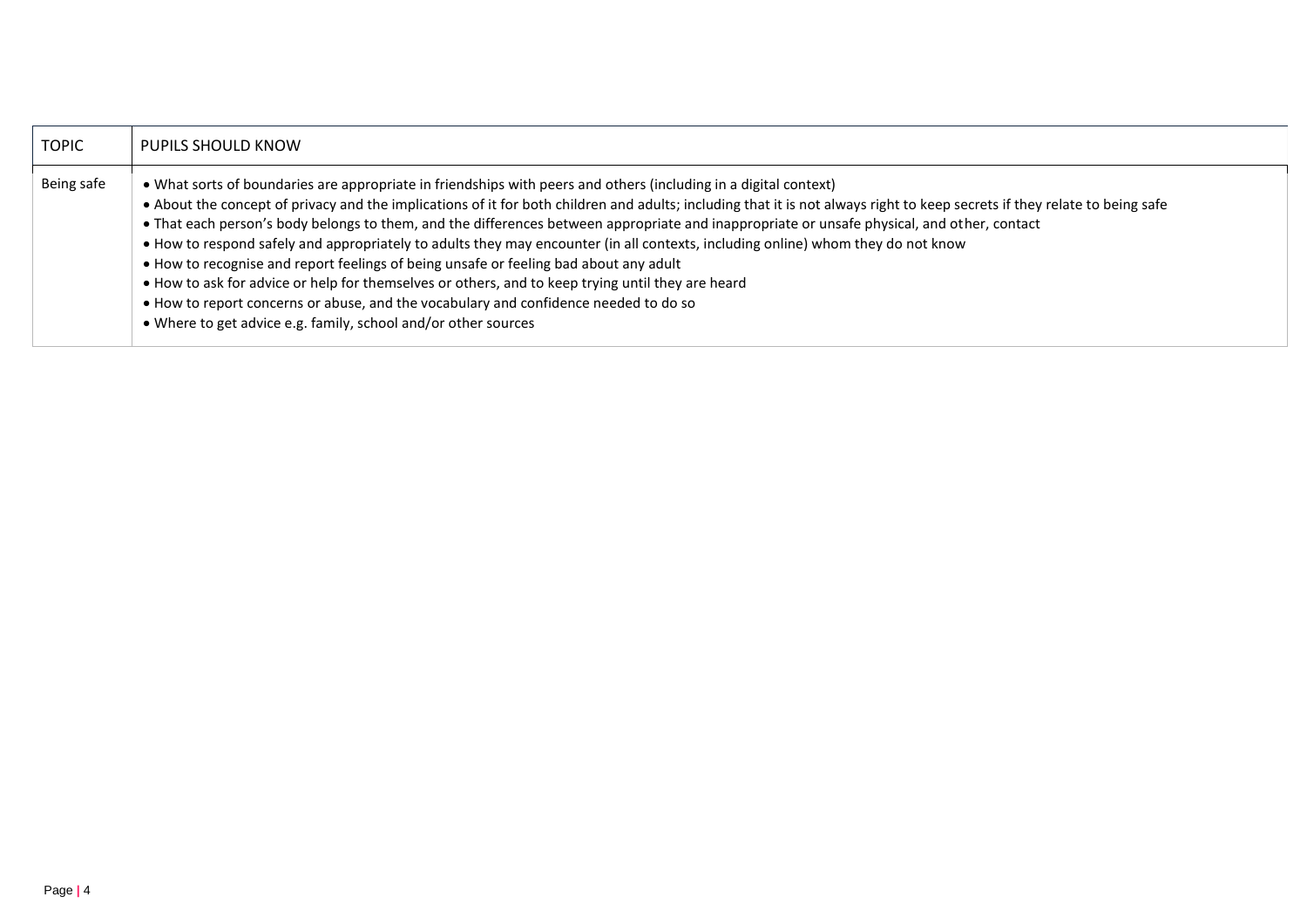| TOPIC | PUPILS SHOULD KNOW |
|---|---|
| Being safe | • What sorts of boundaries are appropriate in friendships with peers and others (including in a digital context)<br>• About the concept of privacy and the implications of it for both children and adults; including that it is not always right to keep secrets if they relate to being safe<br>• That each person's body belongs to them, and the differences between appropriate and inappropriate or unsafe physical, and other, contact<br>• How to respond safely and appropriately to adults they may encounter (in all contexts, including online) whom they do not know<br>• How to recognise and report feelings of being unsafe or feeling bad about any adult<br>• How to ask for advice or help for themselves or others, and to keep trying until they are heard<br>• How to report concerns or abuse, and the vocabulary and confidence needed to do so<br>• Where to get advice e.g. family, school and/or other sources |